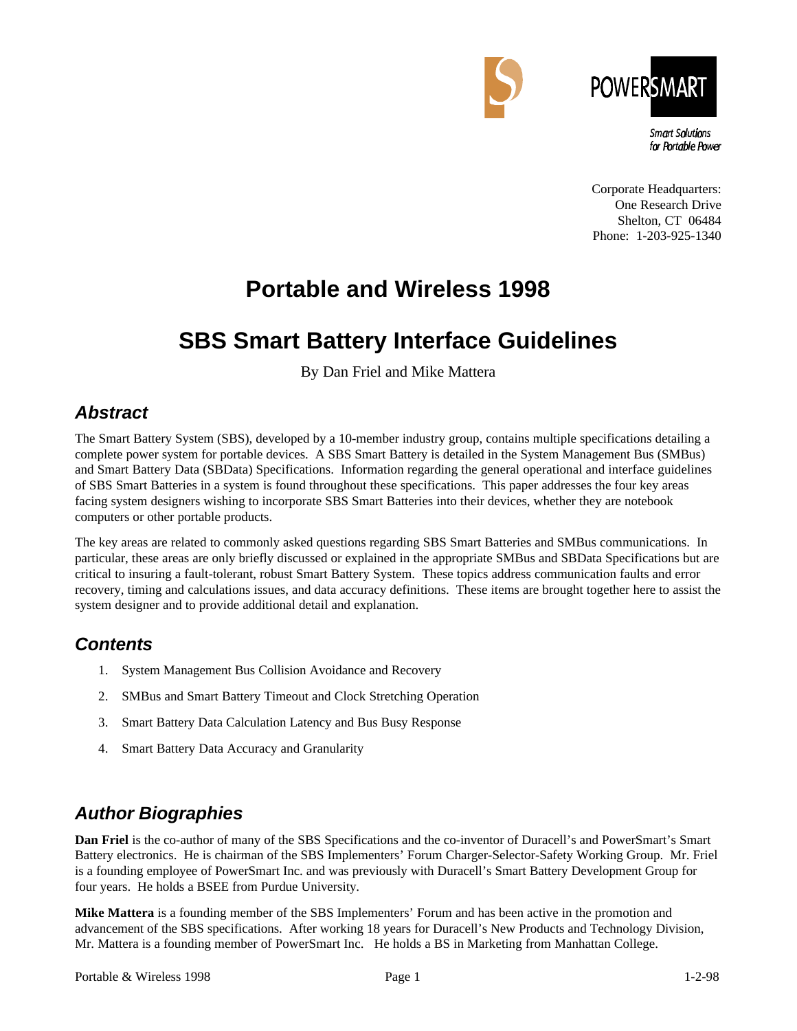POWERSMART

Smart Solutions for Portable Power

Corporate Headquarters:
One Research Drive
Shelton, CT 06484
Phone: 1-203-925-1340

# Portable and Wireless 1998

# SBS Smart Battery Interface Guidelines

By Dan Friel and Mike Mattera

## Abstract

The Smart Battery System (SBS), developed by a 10-member industry group, contains multiple specifications detailing a complete power system for portable devices. A SBS Smart Battery is detailed in the System Management Bus (SMBus) and Smart Battery Data (SBData) Specifications. Information regarding the general operational and interface guidelines of SBS Smart Batteries in a system is found throughout these specifications. This paper addresses the four key areas facing system designers wishing to incorporate SBS Smart Batteries into their devices, whether they are notebook computers or other portable products.

The key areas are related to commonly asked questions regarding SBS Smart Batteries and SMBus communications. In particular, these areas are only briefly discussed or explained in the appropriate SMBus and SBData Specifications but are critical to insuring a fault-tolerant, robust Smart Battery System. These topics address communication faults and error recovery, timing and calculations issues, and data accuracy definitions. These items are brought together here to assist the system designer and to provide additional detail and explanation.

## Contents

1. System Management Bus Collision Avoidance and Recovery
2. SMBus and Smart Battery Timeout and Clock Stretching Operation
3. Smart Battery Data Calculation Latency and Bus Busy Response
4. Smart Battery Data Accuracy and Granularity

## Author Biographies

**Dan Friel** is the co-author of many of the SBS Specifications and the co-inventor of Duracell's and PowerSmart's Smart Battery electronics. He is chairman of the SBS Implementers' Forum Charger-Selector-Safety Working Group. Mr. Friel is a founding employee of PowerSmart Inc. and was previously with Duracell's Smart Battery Development Group for four years. He holds a BSEE from Purdue University.

**Mike Mattera** is a founding member of the SBS Implementers' Forum and has been active in the promotion and advancement of the SBS specifications. After working 18 years for Duracell's New Products and Technology Division, Mr. Mattera is a founding member of PowerSmart Inc. He holds a BS in Marketing from Manhattan College.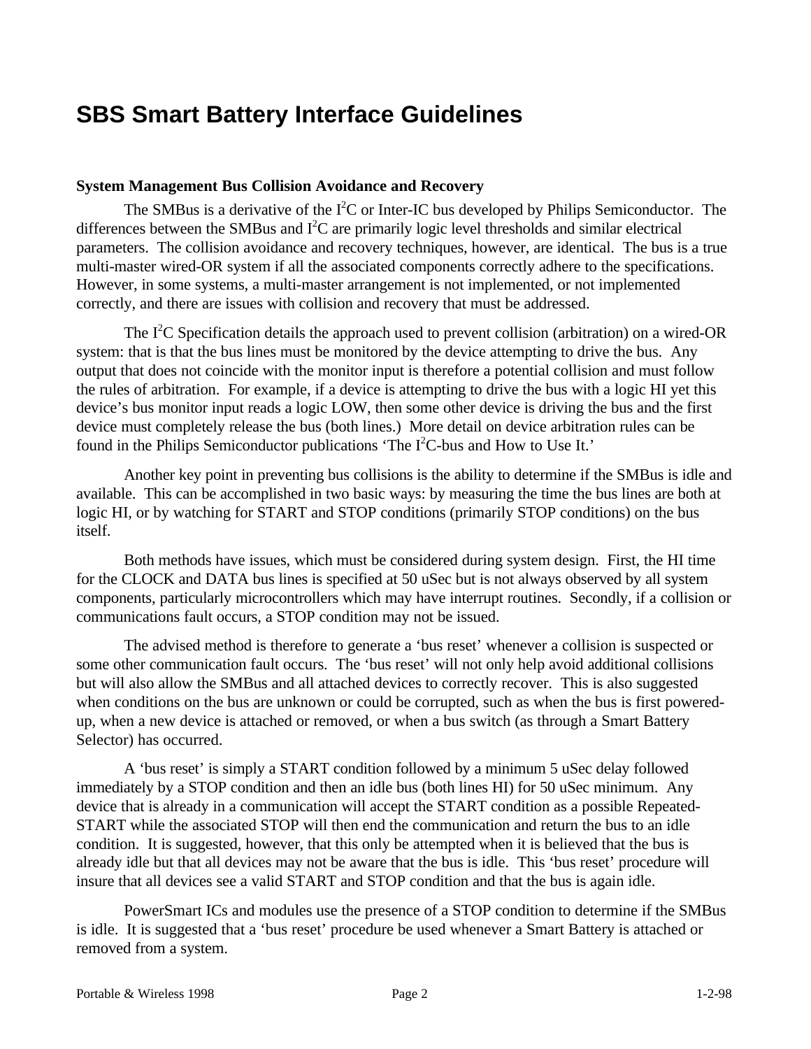# SBS Smart Battery Interface Guidelines

**System Management Bus Collision Avoidance and Recovery**

The SMBus is a derivative of the $I^2C$ or Inter-IC bus developed by Philips Semiconductor. The differences between the SMBus and $I^2C$ are primarily logic level thresholds and similar electrical parameters. The collision avoidance and recovery techniques, however, are identical. The bus is a true multi-master wired-OR system if all the associated components correctly adhere to the specifications. However, in some systems, a multi-master arrangement is not implemented, or not implemented correctly, and there are issues with collision and recovery that must be addressed.

The $I^2C$ Specification details the approach used to prevent collision (arbitration) on a wired-OR system: that is that the bus lines must be monitored by the device attempting to drive the bus. Any output that does not coincide with the monitor input is therefore a potential collision and must follow the rules of arbitration. For example, if a device is attempting to drive the bus with a logic HI yet this device's bus monitor input reads a logic LOW, then some other device is driving the bus and the first device must completely release the bus (both lines.) More detail on device arbitration rules can be found in the Philips Semiconductor publications 'The $I^2C$-bus and How to Use It.'

Another key point in preventing bus collisions is the ability to determine if the SMBus is idle and available. This can be accomplished in two basic ways: by measuring the time the bus lines are both at logic HI, or by watching for START and STOP conditions (primarily STOP conditions) on the bus itself.

Both methods have issues, which must be considered during system design. First, the HI time for the CLOCK and DATA bus lines is specified at 50 uSec but is not always observed by all system components, particularly microcontrollers which may have interrupt routines. Secondly, if a collision or communications fault occurs, a STOP condition may not be issued.

The advised method is therefore to generate a 'bus reset' whenever a collision is suspected or some other communication fault occurs. The 'bus reset' will not only help avoid additional collisions but will also allow the SMBus and all attached devices to correctly recover. This is also suggested when conditions on the bus are unknown or could be corrupted, such as when the bus is first powered-up, when a new device is attached or removed, or when a bus switch (as through a Smart Battery Selector) has occurred.

A 'bus reset' is simply a START condition followed by a minimum 5 uSec delay followed immediately by a STOP condition and then an idle bus (both lines HI) for 50 uSec minimum. Any device that is already in a communication will accept the START condition as a possible Repeated-START while the associated STOP will then end the communication and return the bus to an idle condition. It is suggested, however, that this only be attempted when it is believed that the bus is already idle but that all devices may not be aware that the bus is idle. This 'bus reset' procedure will insure that all devices see a valid START and STOP condition and that the bus is again idle.

PowerSmart ICs and modules use the presence of a STOP condition to determine if the SMBus is idle. It is suggested that a 'bus reset' procedure be used whenever a Smart Battery is attached or removed from a system.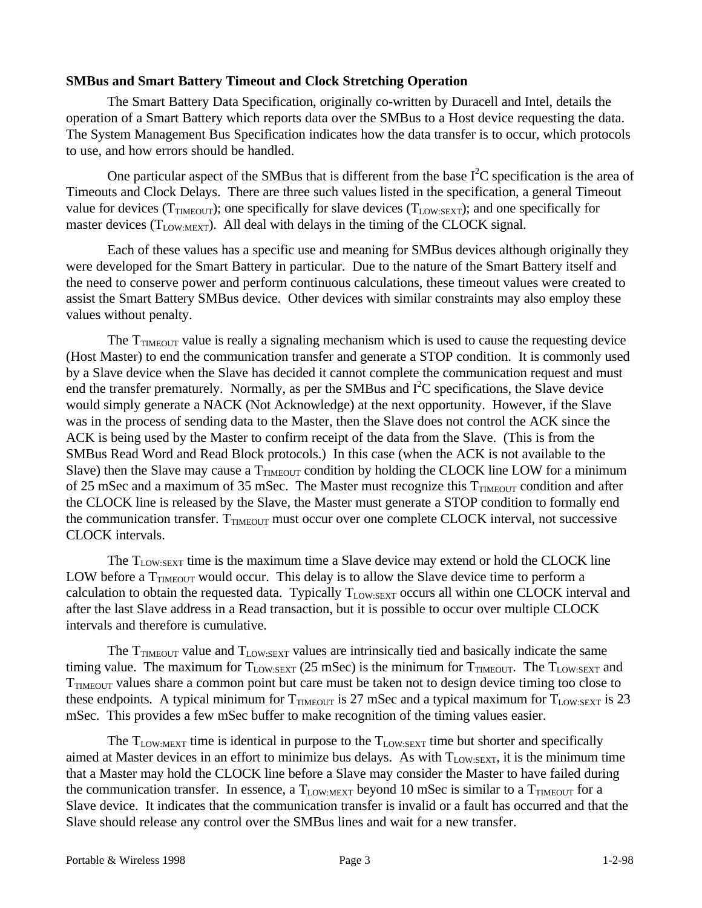**SMBus and Smart Battery Timeout and Clock Stretching Operation**

The Smart Battery Data Specification, originally co-written by Duracell and Intel, details the operation of a Smart Battery which reports data over the SMBus to a Host device requesting the data. The System Management Bus Specification indicates how the data transfer is to occur, which protocols to use, and how errors should be handled.

One particular aspect of the SMBus that is different from the base $I^2C$ specification is the area of Timeouts and Clock Delays. There are three such values listed in the specification, a general Timeout value for devices ($T_{TIMEOUT}$); one specifically for slave devices ($T_{LOW:SEXT}$); and one specifically for master devices ($T_{LOW:MEXT}$). All deal with delays in the timing of the CLOCK signal.

Each of these values has a specific use and meaning for SMBus devices although originally they were developed for the Smart Battery in particular. Due to the nature of the Smart Battery itself and the need to conserve power and perform continuous calculations, these timeout values were created to assist the Smart Battery SMBus device. Other devices with similar constraints may also employ these values without penalty.

The $T_{TIMEOUT}$ value is really a signaling mechanism which is used to cause the requesting device (Host Master) to end the communication transfer and generate a STOP condition. It is commonly used by a Slave device when the Slave has decided it cannot complete the communication request and must end the transfer prematurely. Normally, as per the SMBus and $I^2C$ specifications, the Slave device would simply generate a NACK (Not Acknowledge) at the next opportunity. However, if the Slave was in the process of sending data to the Master, then the Slave does not control the ACK since the ACK is being used by the Master to confirm receipt of the data from the Slave. (This is from the SMBus Read Word and Read Block protocols.) In this case (when the ACK is not available to the Slave) then the Slave may cause a $T_{TIMEOUT}$ condition by holding the CLOCK line LOW for a minimum of 25 mSec and a maximum of 35 mSec. The Master must recognize this $T_{TIMEOUT}$ condition and after the CLOCK line is released by the Slave, the Master must generate a STOP condition to formally end the communication transfer. $T_{TIMEOUT}$ must occur over one complete CLOCK interval, not successive CLOCK intervals.

The $T_{LOW:SEXT}$ time is the maximum time a Slave device may extend or hold the CLOCK line LOW before a $T_{TIMEOUT}$ would occur. This delay is to allow the Slave device time to perform a calculation to obtain the requested data. Typically $T_{LOW:SEXT}$ occurs all within one CLOCK interval and after the last Slave address in a Read transaction, but it is possible to occur over multiple CLOCK intervals and therefore is cumulative.

The $T_{TIMEOUT}$ value and $T_{LOW:SEXT}$ values are intrinsically tied and basically indicate the same timing value. The maximum for $T_{LOW:SEXT}$ (25 mSec) is the minimum for $T_{TIMEOUT}$. The $T_{LOW:SEXT}$ and $T_{TIMEOUT}$ values share a common point but care must be taken not to design device timing too close to these endpoints. A typical minimum for $T_{TIMEOUT}$ is 27 mSec and a typical maximum for $T_{LOW:SEXT}$ is 23 mSec. This provides a few mSec buffer to make recognition of the timing values easier.

The $T_{LOW:MEXT}$ time is identical in purpose to the $T_{LOW:SEXT}$ time but shorter and specifically aimed at Master devices in an effort to minimize bus delays. As with $T_{LOW:SEXT}$, it is the minimum time that a Master may hold the CLOCK line before a Slave may consider the Master to have failed during the communication transfer. In essence, a $T_{LOW:MEXT}$ beyond 10 mSec is similar to a $T_{TIMEOUT}$ for a Slave device. It indicates that the communication transfer is invalid or a fault has occurred and that the Slave should release any control over the SMBus lines and wait for a new transfer.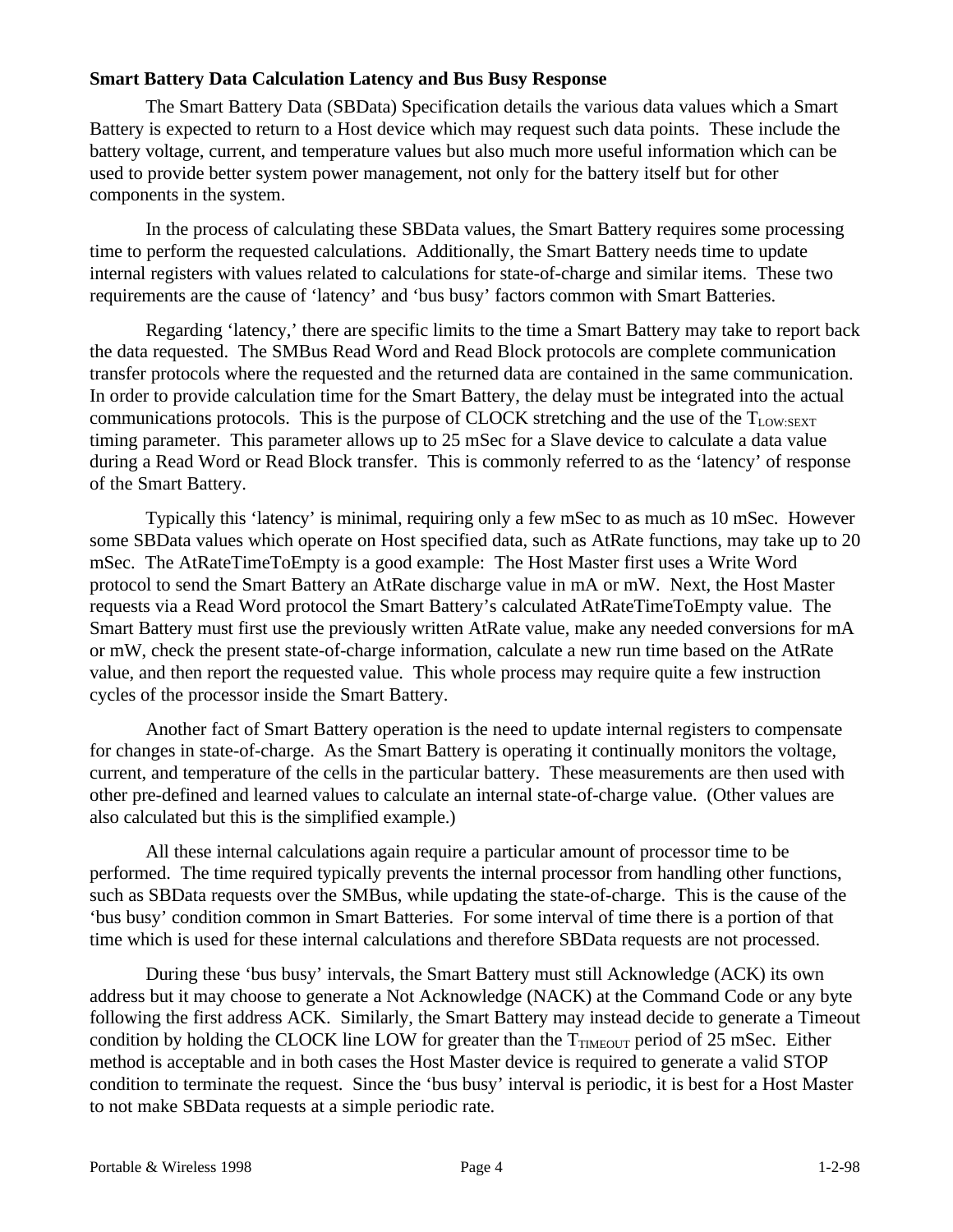**Smart Battery Data Calculation Latency and Bus Busy Response**

The Smart Battery Data (SBData) Specification details the various data values which a Smart Battery is expected to return to a Host device which may request such data points. These include the battery voltage, current, and temperature values but also much more useful information which can be used to provide better system power management, not only for the battery itself but for other components in the system.

In the process of calculating these SBData values, the Smart Battery requires some processing time to perform the requested calculations. Additionally, the Smart Battery needs time to update internal registers with values related to calculations for state-of-charge and similar items. These two requirements are the cause of 'latency' and 'bus busy' factors common with Smart Batteries.

Regarding 'latency,' there are specific limits to the time a Smart Battery may take to report back the data requested. The SMBus Read Word and Read Block protocols are complete communication transfer protocols where the requested and the returned data are contained in the same communication. In order to provide calculation time for the Smart Battery, the delay must be integrated into the actual communications protocols. This is the purpose of CLOCK stretching and the use of the $T_{LOW:SEXT}$ timing parameter. This parameter allows up to 25 mSec for a Slave device to calculate a data value during a Read Word or Read Block transfer. This is commonly referred to as the 'latency' of response of the Smart Battery.

Typically this 'latency' is minimal, requiring only a few mSec to as much as 10 mSec. However some SBData values which operate on Host specified data, such as AtRate functions, may take up to 20 mSec. The AtRateTimeToEmpty is a good example: The Host Master first uses a Write Word protocol to send the Smart Battery an AtRate discharge value in mA or mW. Next, the Host Master requests via a Read Word protocol the Smart Battery's calculated AtRateTimeToEmpty value. The Smart Battery must first use the previously written AtRate value, make any needed conversions for mA or mW, check the present state-of-charge information, calculate a new run time based on the AtRate value, and then report the requested value. This whole process may require quite a few instruction cycles of the processor inside the Smart Battery.

Another fact of Smart Battery operation is the need to update internal registers to compensate for changes in state-of-charge. As the Smart Battery is operating it continually monitors the voltage, current, and temperature of the cells in the particular battery. These measurements are then used with other pre-defined and learned values to calculate an internal state-of-charge value. (Other values are also calculated but this is the simplified example.)

All these internal calculations again require a particular amount of processor time to be performed. The time required typically prevents the internal processor from handling other functions, such as SBData requests over the SMBus, while updating the state-of-charge. This is the cause of the 'bus busy' condition common in Smart Batteries. For some interval of time there is a portion of that time which is used for these internal calculations and therefore SBData requests are not processed.

During these 'bus busy' intervals, the Smart Battery must still Acknowledge (ACK) its own address but it may choose to generate a Not Acknowledge (NACK) at the Command Code or any byte following the first address ACK. Similarly, the Smart Battery may instead decide to generate a Timeout condition by holding the CLOCK line LOW for greater than the $T_{TIMEOUT}$ period of 25 mSec. Either method is acceptable and in both cases the Host Master device is required to generate a valid STOP condition to terminate the request. Since the 'bus busy' interval is periodic, it is best for a Host Master to not make SBData requests at a simple periodic rate.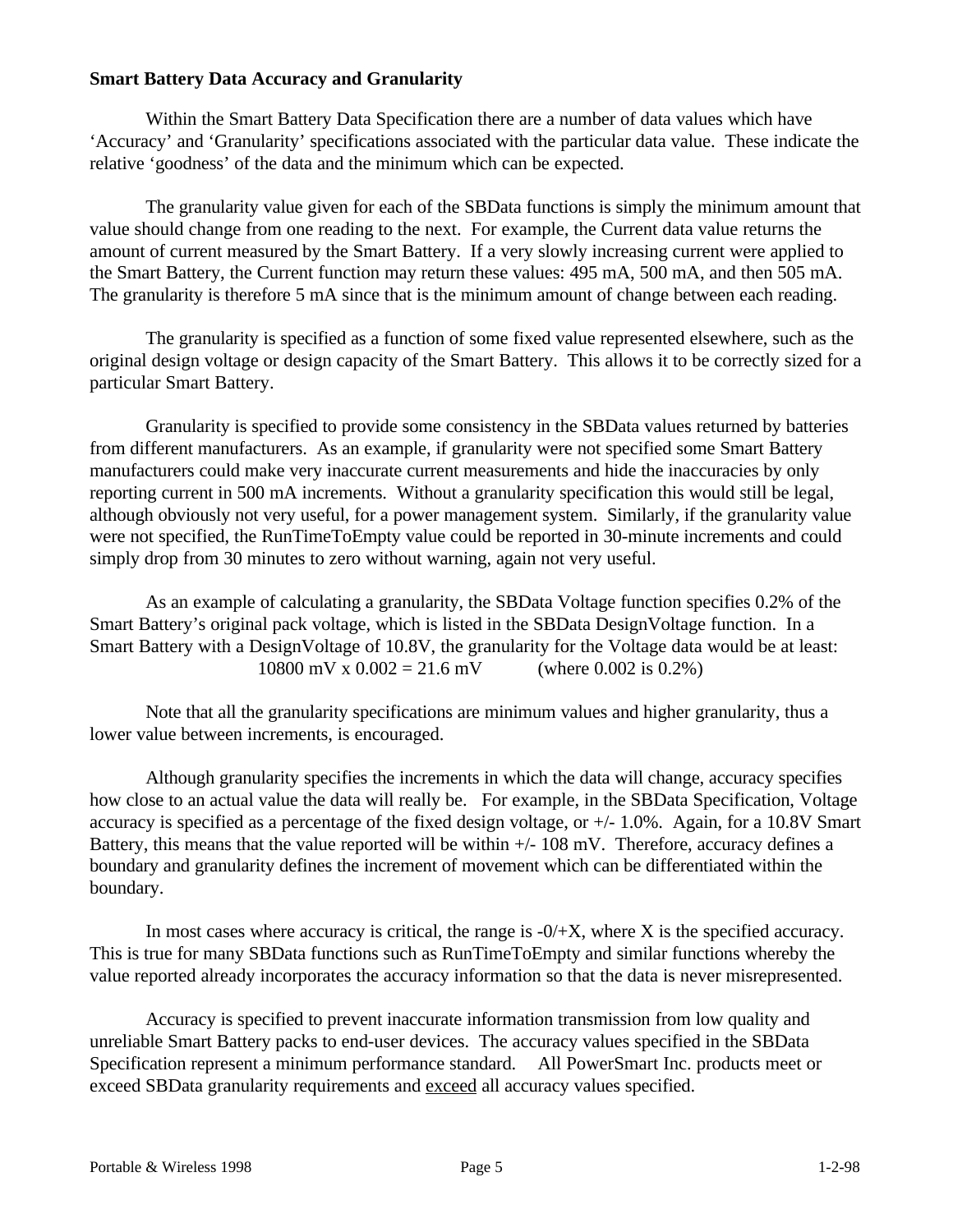**Smart Battery Data Accuracy and Granularity**

Within the Smart Battery Data Specification there are a number of data values which have 'Accuracy' and 'Granularity' specifications associated with the particular data value. These indicate the relative 'goodness' of the data and the minimum which can be expected.

The granularity value given for each of the SBData functions is simply the minimum amount that value should change from one reading to the next. For example, the Current data value returns the amount of current measured by the Smart Battery. If a very slowly increasing current were applied to the Smart Battery, the Current function may return these values: 495 mA, 500 mA, and then 505 mA. The granularity is therefore 5 mA since that is the minimum amount of change between each reading.

The granularity is specified as a function of some fixed value represented elsewhere, such as the original design voltage or design capacity of the Smart Battery. This allows it to be correctly sized for a particular Smart Battery.

Granularity is specified to provide some consistency in the SBData values returned by batteries from different manufacturers. As an example, if granularity were not specified some Smart Battery manufacturers could make very inaccurate current measurements and hide the inaccuracies by only reporting current in 500 mA increments. Without a granularity specification this would still be legal, although obviously not very useful, for a power management system. Similarly, if the granularity value were not specified, the RunTimeToEmpty value could be reported in 30-minute increments and could simply drop from 30 minutes to zero without warning, again not very useful.

As an example of calculating a granularity, the SBData Voltage function specifies 0.2% of the Smart Battery's original pack voltage, which is listed in the SBData DesignVoltage function. In a Smart Battery with a DesignVoltage of 10.8V, the granularity for the Voltage data would be at least:

$$10800 \text{ mV} \times 0.002 = 21.6 \text{ mV} \qquad \text{(where 0.002 is 0.2\%)}$$

Note that all the granularity specifications are minimum values and higher granularity, thus a lower value between increments, is encouraged.

Although granularity specifies the increments in which the data will change, accuracy specifies how close to an actual value the data will really be. For example, in the SBData Specification, Voltage accuracy is specified as a percentage of the fixed design voltage, or +/- 1.0%. Again, for a 10.8V Smart Battery, this means that the value reported will be within +/- 108 mV. Therefore, accuracy defines a boundary and granularity defines the increment of movement which can be differentiated within the boundary.

In most cases where accuracy is critical, the range is -0/+X, where X is the specified accuracy. This is true for many SBData functions such as RunTimeToEmpty and similar functions whereby the value reported already incorporates the accuracy information so that the data is never misrepresented.

Accuracy is specified to prevent inaccurate information transmission from low quality and unreliable Smart Battery packs to end-user devices. The accuracy values specified in the SBData Specification represent a minimum performance standard. All PowerSmart Inc. products meet or exceed SBData granularity requirements and <u>exceed</u> all accuracy values specified.